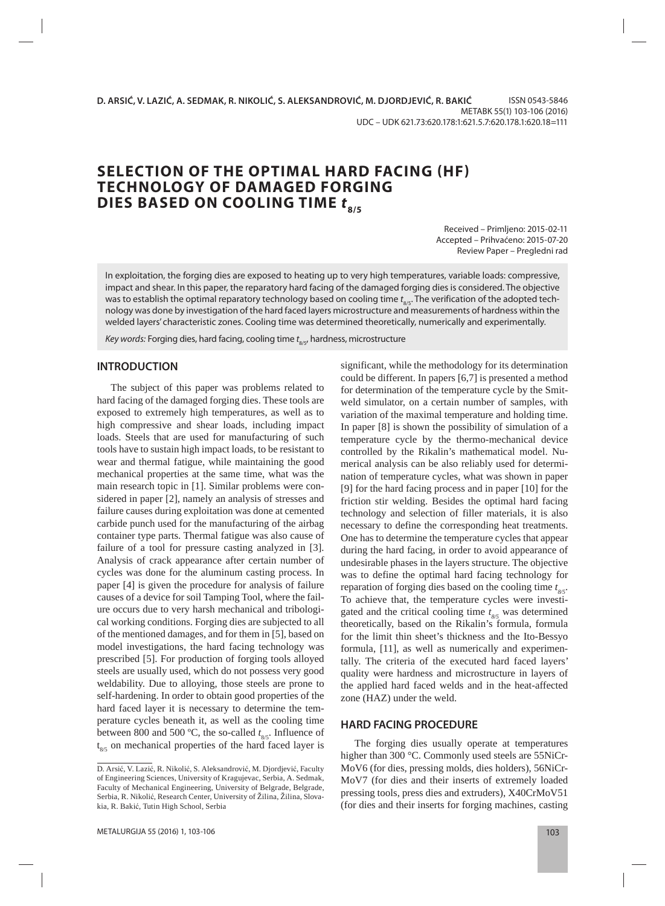D. ARSIĆ, V. LAZIĆ, A. SEDMAK, R. NIKOLIĆ, S. ALEKSANDROVIĆ, M. DJORDJEVIĆ, R. BAKIĆ

ISSN 0543-5846
METABK 55(1) 103-106 (2016)
UDC – UDK 621.73:620.178:1:621.5.7:620.178.1:620.18=111

# SELECTION OF THE OPTIMAL HARD FACING (HF) TECHNOLOGY OF DAMAGED FORGING DIES BASED ON COOLING TIME $t_{8/5}$

Received – Primljeno: 2015-02-11
Accepted – Prihvaćeno: 2015-07-20
Review Paper – Pregledni rad

In exploitation, the forging dies are exposed to heating up to very high temperatures, variable loads: compressive, impact and shear. In this paper, the reparatory hard facing of the damaged forging dies is considered. The objective was to establish the optimal reparatory technology based on cooling time $t_{8/5}$. The verification of the adopted technology was done by investigation of the hard faced layers microstructure and measurements of hardness within the welded layers' characteristic zones. Cooling time was determined theoretically, numerically and experimentally.

*Key words:* Forging dies, hard facing, cooling time $t_{8/5}$, hardness, microstructure

## INTRODUCTION

The subject of this paper was problems related to hard facing of the damaged forging dies. These tools are exposed to extremely high temperatures, as well as to high compressive and shear loads, including impact loads. Steels that are used for manufacturing of such tools have to sustain high impact loads, to be resistant to wear and thermal fatigue, while maintaining the good mechanical properties at the same time, what was the main research topic in [1]. Similar problems were considered in paper [2], namely an analysis of stresses and failure causes during exploitation was done at cemented carbide punch used for the manufacturing of the airbag container type parts. Thermal fatigue was also cause of failure of a tool for pressure casting analyzed in [3]. Analysis of crack appearance after certain number of cycles was done for the aluminum casting process. In paper [4] is given the procedure for analysis of failure causes of a device for soil Tamping Tool, where the failure occurs due to very harsh mechanical and tribological working conditions. Forging dies are subjected to all of the mentioned damages, and for them in [5], based on model investigations, the hard facing technology was prescribed [5]. For production of forging tools alloyed steels are usually used, which do not possess very good weldability. Due to alloying, those steels are prone to self-hardening. In order to obtain good properties of the hard faced layer it is necessary to determine the temperature cycles beneath it, as well as the cooling time between 800 and 500 ºC, the so-called $t_{8/5}$. Influence of $t_{8/5}$ on mechanical properties of the hard faced layer is significant, while the methodology for its determination could be different. In papers [6,7] is presented a method for determination of the temperature cycle by the Smitweld simulator, on a certain number of samples, with variation of the maximal temperature and holding time. In paper [8] is shown the possibility of simulation of a temperature cycle by the thermo-mechanical device controlled by the Rikalin's mathematical model. Numerical analysis can be also reliably used for determination of temperature cycles, what was shown in paper [9] for the hard facing process and in paper [10] for the friction stir welding. Besides the optimal hard facing technology and selection of filler materials, it is also necessary to define the corresponding heat treatments. One has to determine the temperature cycles that appear during the hard facing, in order to avoid appearance of undesirable phases in the layers structure. The objective was to define the optimal hard facing technology for reparation of forging dies based on the cooling time $t_{8/5}$. To achieve that, the temperature cycles were investigated and the critical cooling time $t_{8/5}$ was determined theoretically, based on the Rikalin's formula, formula for the limit thin sheet's thickness and the Ito-Bessyo formula, [11], as well as numerically and experimentally. The criteria of the executed hard faced layers' quality were hardness and microstructure in layers of the applied hard faced welds and in the heat-affected zone (HAZ) under the weld.

## HARD FACING PROCEDURE

The forging dies usually operate at temperatures higher than 300 °C. Commonly used steels are 55NiCrMoV6 (for dies, pressing molds, dies holders), 56NiCrMoV7 (for dies and their inserts of extremely loaded pressing tools, press dies and extruders), X40CrMoV51 (for dies and their inserts for forging machines, casting

D. Arsić, V. Lazić, R. Nikolić, S. Aleksandrović, M. Djordjević, Faculty of Engineering Sciences, University of Kragujevac, Serbia, A. Sedmak, Faculty of Mechanical Engineering, University of Belgrade, Belgrade, Serbia, R. Nikolić, Research Center, University of Žilina, Žilina, Slovakia, R. Bakić, Tutin High School, Serbia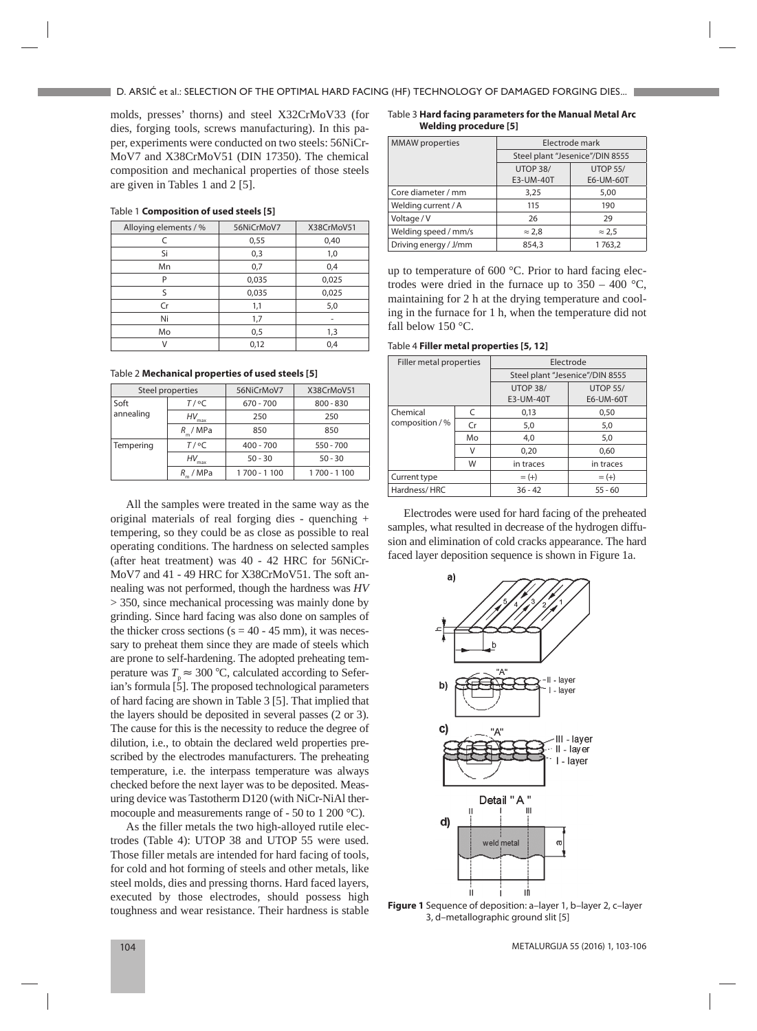molds, presses' thorns) and steel X32CrMoV33 (for dies, forging tools, screws manufacturing). In this paper, experiments were conducted on two steels: 56NiCrMoV7 and X38CrMoV51 (DIN 17350). The chemical composition and mechanical properties of those steels are given in Tables 1 and 2 [5].

Table 1 **Composition of used steels [5]**

| Alloying elements / % | 56NiCrMoV7 | X38CrMoV51 |
|---|---|---|
| C | 0,55 | 0,40 |
| Si | 0,3 | 1,0 |
| Mn | 0,7 | 0,4 |
| P | 0,035 | 0,025 |
| S | 0,035 | 0,025 |
| Cr | 1,1 | 5,0 |
| Ni | 1,7 | - |
| Mo | 0,5 | 1,3 |
| V | 0,12 | 0,4 |

Table 2 **Mechanical properties of used steels [5]**

| Steel properties | | 56NiCrMoV7 | X38CrMoV51 |
|---|---|---|---|
| Soft annealing | $T$ / °C | 670 - 700 | 800 - 830 |
| | $HV_{max}$ | 250 | 250 |
| | $R_m$ / MPa | 850 | 850 |
| Tempering | $T$ / °C | 400 - 700 | 550 - 700 |
| | $HV_{max}$ | 50 - 30 | 50 - 30 |
| | $R_m$ / MPa | 1 700 - 1 100 | 1 700 - 1 100 |

All the samples were treated in the same way as the original materials of real forging dies - quenching + tempering, so they could be as close as possible to real operating conditions. The hardness on selected samples (after heat treatment) was 40 - 42 HRC for 56NiCrMoV7 and 41 - 49 HRC for X38CrMoV51. The soft annealing was not performed, though the hardness was *HV* > 350, since mechanical processing was mainly done by grinding. Since hard facing was also done on samples of the thicker cross sections (s = 40 - 45 mm), it was necessary to preheat them since they are made of steels which are prone to self-hardening. The adopted preheating temperature was $T_p \approx 300$ °C, calculated according to Seferian's formula [5]. The proposed technological parameters of hard facing are shown in Table 3 [5]. That implied that the layers should be deposited in several passes (2 or 3). The cause for this is the necessity to reduce the degree of dilution, i.e., to obtain the declared weld properties prescribed by the electrodes manufacturers. The preheating temperature, i.e. the interpass temperature was always checked before the next layer was to be deposited. Measuring device was Tastotherm D120 (with NiCr-NiAl thermocouple and measurements range of - 50 to 1 200 °C).

As the filler metals the two high-alloyed rutile electrodes (Table 4): UTOP 38 and UTOP 55 were used. Those filler metals are intended for hard facing of tools, for cold and hot forming of steels and other metals, like steel molds, dies and pressing thorns. Hard faced layers, executed by those electrodes, should possess high toughness and wear resistance. Their hardness is stable

Table 3 **Hard facing parameters for the Manual Metal Arc Welding procedure [5]**

| MMAW properties | Electrode mark | |
|---|---|---|
| | Steel plant "Jesenice"/DIN 8555 | |
| | UTOP 38/ E3-UM-40T | UTOP 55/ E6-UM-60T |
| Core diameter / mm | 3,25 | 5,00 |
| Welding current / A | 115 | 190 |
| Voltage / V | 26 | 29 |
| Welding speed / mm/s | ≈ 2,8 | ≈ 2,5 |
| Driving energy / J/mm | 854,3 | 1 763,2 |

up to temperature of 600 °C. Prior to hard facing electrodes were dried in the furnace up to 350 – 400 °C, maintaining for 2 h at the drying temperature and cooling in the furnace for 1 h, when the temperature did not fall below 150 °C.

Table 4 **Filler metal properties [5, 12]**

| Filler metal properties | | Electrode | |
|---|---|---|---|
| | | Steel plant "Jesenice"/DIN 8555 | |
| | | UTOP 38/ E3-UM-40T | UTOP 55/ E6-UM-60T |
| Chemical composition / % | C | 0,13 | 0,50 |
| | Cr | 5,0 | 5,0 |
| | Mo | 4,0 | 5,0 |
| | V | 0,20 | 0,60 |
| | W | in traces | in traces |
| Current type | | = (+) | = (+) |
| Hardness/ HRC | | 36 - 42 | 55 - 60 |

Electrodes were used for hard facing of the preheated samples, what resulted in decrease of the hydrogen diffusion and elimination of cold cracks appearance. The hard faced layer deposition sequence is shown in Figure 1a.

**Figure 1** Sequence of deposition: a–layer 1, b–layer 2, c–layer 3, d–metallographic ground slit [5]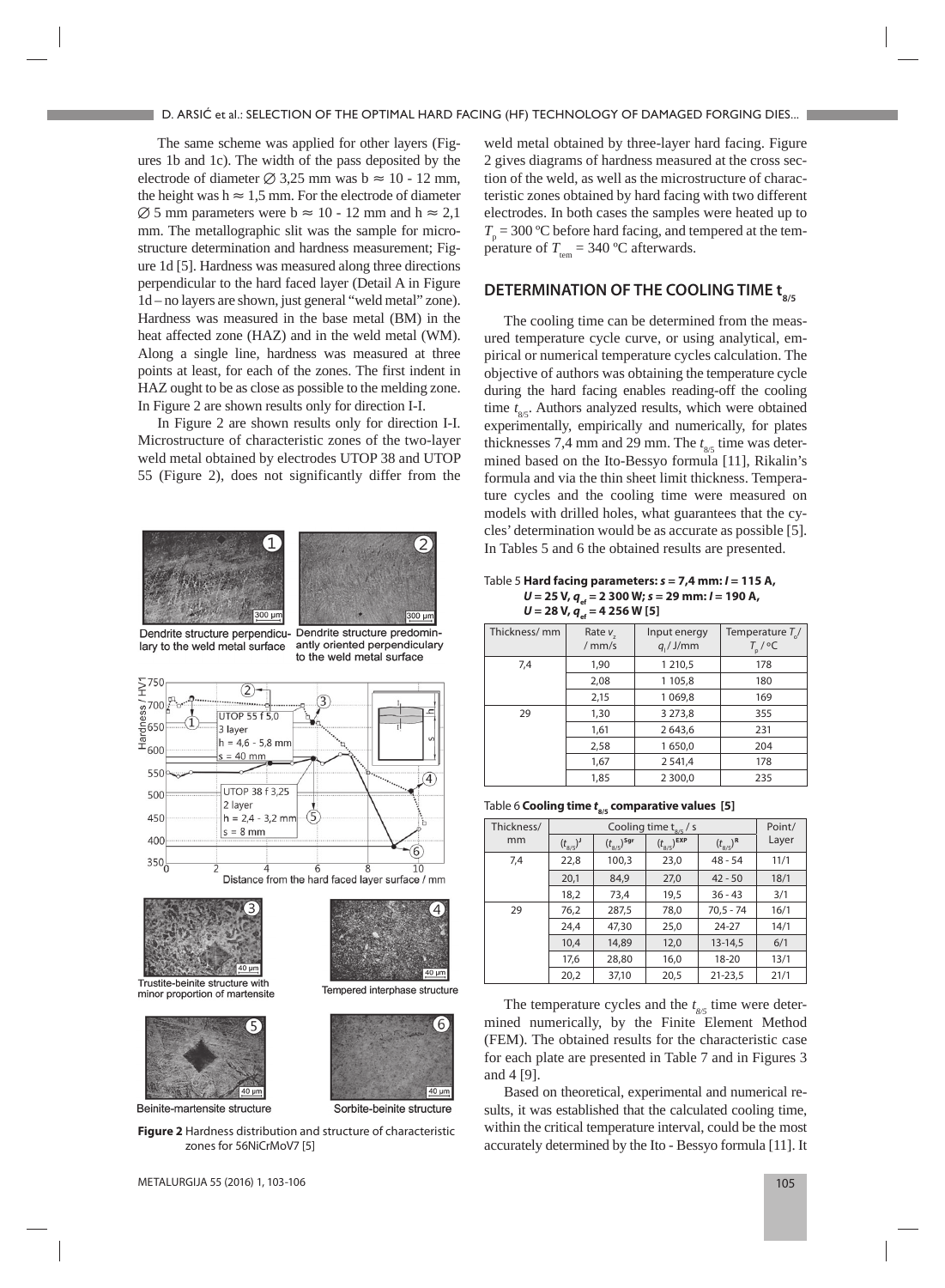The same scheme was applied for other layers (Figures 1b and 1c). The width of the pass deposited by the electrode of diameter ∅ 3,25 mm was b ≈ 10 - 12 mm, the height was h ≈ 1,5 mm. For the electrode of diameter ∅ 5 mm parameters were b ≈ 10 - 12 mm and h ≈ 2,1 mm. The metallographic slit was the sample for microstructure determination and hardness measurement; Figure 1d [5]. Hardness was measured along three directions perpendicular to the hard faced layer (Detail A in Figure 1d – no layers are shown, just general "weld metal" zone). Hardness was measured in the base metal (BM) in the heat affected zone (HAZ) and in the weld metal (WM). Along a single line, hardness was measured at three points at least, for each of the zones. The first indent in HAZ ought to be as close as possible to the melding zone. In Figure 2 are shown results only for direction I-I.

In Figure 2 are shown results only for direction I-I. Microstructure of characteristic zones of the two-layer weld metal obtained by electrodes UTOP 38 and UTOP 55 (Figure 2), does not significantly differ from the weld metal obtained by three-layer hard facing. Figure 2 gives diagrams of hardness measured at the cross section of the weld, as well as the microstructure of characteristic zones obtained by hard facing with two different electrodes. In both cases the samples were heated up to $T_p$ = 300 ºC before hard facing, and tempered at the temperature of $T_{tem}$ = 340 ºC afterwards.

**Figure 2** Hardness distribution and structure of characteristic zones for 56NiCrMoV7 [5]

## DETERMINATION OF THE COOLING TIME $t_{8/5}$

The cooling time can be determined from the measured temperature cycle curve, or using analytical, empirical or numerical temperature cycles calculation. The objective of authors was obtaining the temperature cycle during the hard facing enables reading-off the cooling time $t_{8/5}$. Authors analyzed results, which were obtained experimentally, empirically and numerically, for plates thicknesses 7,4 mm and 29 mm. The $t_{8/5}$ time was determined based on the Ito-Bessyo formula [11], Rikalin's formula and via the thin sheet limit thickness. Temperature cycles and the cooling time were measured on models with drilled holes, what guarantees that the cycles' determination would be as accurate as possible [5]. In Tables 5 and 6 the obtained results are presented.

Table 5 **Hard facing parameters: $s$ = 7,4 mm: $I$ = 115 A, $U$ = 25 V, $q_{ef}$ = 2 300 W; $s$ = 29 mm: $I$ = 190 A, $U$ = 28 V, $q_{ef}$ = 4 256 W [5]**

| Thickness/ mm | Rate $v_z$ / mm/s | Input energy $q_l$ / J/mm | Temperature $T_o$/ $T_p$ / ºC |
|---|---|---|---|
| 7,4 | 1,90 | 1 210,5 | 178 |
| | 2,08 | 1 105,8 | 180 |
| | 2,15 | 1 069,8 | 169 |
| 29 | 1,30 | 3 273,8 | 355 |
| | 1,61 | 2 643,6 | 231 |
| | 2,58 | 1 650,0 | 204 |
| | 1,67 | 2 541,4 | 178 |
| | 1,85 | 2 300,0 | 235 |

Table 6 **Cooling time $t_{8/5}$ comparative values [5]**

| Thickness/ mm | Cooling time $t_{8/5}$ / s | | | | Point/ Layer |
|---|---|---|---|---|---|
| | $(t_{8/5})^J$ | $(t_{8/5})^{Sgr}$ | $(t_{8/5})^{EXP}$ | $(t_{8/5})^R$ | |
| 7,4 | 22,8 | 100,3 | 23,0 | 48 - 54 | 11/1 |
| | 20,1 | 84,9 | 27,0 | 42 - 50 | 18/1 |
| | 18,2 | 73,4 | 19,5 | 36 - 43 | 3/1 |
| 29 | 76,2 | 287,5 | 78,0 | 70,5 - 74 | 16/1 |
| | 24,4 | 47,30 | 25,0 | 24-27 | 14/1 |
| | 10,4 | 14,89 | 12,0 | 13-14,5 | 6/1 |
| | 17,6 | 28,80 | 16,0 | 18-20 | 13/1 |
| | 20,2 | 37,10 | 20,5 | 21-23,5 | 21/1 |

The temperature cycles and the $t_{8/5}$ time were determined numerically, by the Finite Element Method (FEM). The obtained results for the characteristic case for each plate are presented in Table 7 and in Figures 3 and 4 [9].

Based on theoretical, experimental and numerical results, it was established that the calculated cooling time, within the critical temperature interval, could be the most accurately determined by the Ito - Bessyo formula [11]. It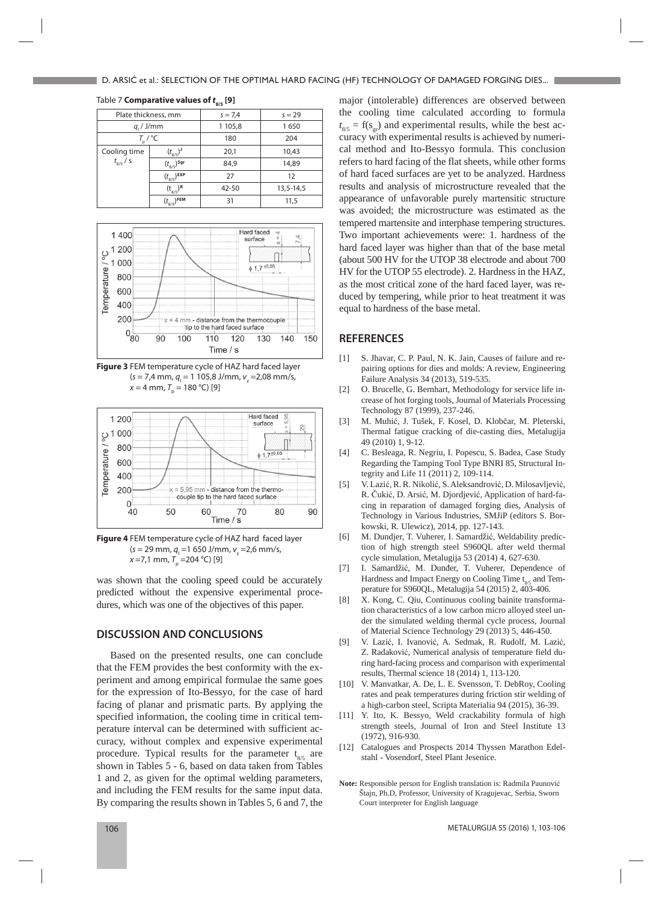Table 7 **Comparative values of $t_{8/5}$ [9]**

| Plate thickness, mm | | $s$ = 7,4 | $s$ = 29 |
|---|---|---|---|
| $q_l$ / J/mm | | 1 105,8 | 1 650 |
| $T_p$ / °C | | 180 | 204 |
| Cooling time $t_{8/5}$ / s | $(t_{8/5})^{J}$ | 20,1 | 10,43 |
| | $(t_{8/5})^{Sgr}$ | 84,9 | 14,89 |
| | $(t_{8/5})^{EXP}$ | 27 | 12 |
| | $(t_{8/5})^{R}$ | 42-50 | 13,5-14,5 |
| | $(t_{8/5})^{FEM}$ | 31 | 11,5 |

Temperature / °C
1 400
1 200
1 000
800
600
400
200
0
80 90 100 110 120 130 140 150
Time / s
Hard faced surface
x = 4
7,4
ϕ 1,7 ±0,05
x = 4 mm - distance from the thermocouple tip to the hard faced surface

**Figure 3** FEM temperature cycle of HAZ hard faced layer ($s$ = 7,4 mm, $q_l$ = 1 105,8 J/mm, $v_z$ =2,08 mm/s, $x$ = 4 mm, $T_p$ = 180 °C) [9]

Temperature / °C
1 200
1 000
800
600
400
200
0
40 50 60 70 80 90
Time / s
Hard faced surface
x = 5,95
29
ϕ 1,7 ±0,05
x = 5,95 mm - distance from the thermo-couple tip to the hard faced surface

**Figure 4** FEM temperature cycle of HAZ hard faced layer ($s$ = 29 mm, $q_l$ =1 650 J/mm, $v_z$ =2,6 mm/s, $x$ =7,1 mm, $T_p$ =204 °C) [9]

was shown that the cooling speed could be accurately predicted without the expensive experimental procedures, which was one of the objectives of this paper.

## DISCUSSION AND CONCLUSIONS

Based on the presented results, one can conclude that the FEM provides the best conformity with the experiment and among empirical formulae the same goes for the expression of Ito-Bessyo, for the case of hard facing of planar and prismatic parts. By applying the specified information, the cooling time in critical temperature interval can be determined with sufficient accuracy, without complex and expensive experimental procedure. Typical results for the parameter $t_{8/5}$ are shown in Tables 5 - 6, based on data taken from Tables 1 and 2, as given for the optimal welding parameters, and including the FEM results for the same input data. By comparing the results shown in Tables 5, 6 and 7, the major (intolerable) differences are observed between the cooling time calculated according to formula $t_{8/5} = f(s_{gr})$ and experimental results, while the best accuracy with experimental results is achieved by numerical method and Ito-Bessyo formula. This conclusion refers to hard facing of the flat sheets, while other forms of hard faced surfaces are yet to be analyzed. Hardness results and analysis of microstructure revealed that the appearance of unfavorable purely martensitic structure was avoided; the microstructure was estimated as the tempered martensite and interphase tempering structures. Two important achievements were: 1. hardness of the hard faced layer was higher than that of the base metal (about 500 HV for the UTOP 38 electrode and about 700 HV for the UTOP 55 electrode). 2. Hardness in the HAZ, as the most critical zone of the hard faced layer, was reduced by tempering, while prior to heat treatment it was equal to hardness of the base metal.

## REFERENCES

[1] S. Jhavar, C. P. Paul, N. K. Jain, Causes of failure and repairing options for dies and molds: A review, Engineering Failure Analysis 34 (2013), 519-535.

[2] O. Brucelle, G. Bernhart, Methodology for service life increase of hot forging tools, Journal of Materials Processing Technology 87 (1999), 237-246.

[3] M. Muhić, J. Tušek, F. Kosel, D. Klobčar, M. Pleterski, Thermal fatigue cracking of die-casting dies, Metalugija 49 (2010) 1, 9-12.

[4] C. Besleaga, R. Negriu, I. Popescu, S. Badea, Case Study Regarding the Tamping Tool Type BNRI 85, Structural Integrity and Life 11 (2011) 2, 109-114.

[5] V. Lazić, R. R. Nikolić, S. Aleksandrović, D. Milosavljević, R. Čukić, D. Arsić, M. Djordjević, Application of hard-facing in reparation of damaged forging dies, Analysis of Technology in Various Industries, SMJiP (editors S. Borkowski, R. Ulewicz), 2014, pp. 127-143.

[6] M. Dundjer, T. Vuherer, I. Samardžić, Weldability prediction of high strength steel S960QL after weld thermal cycle simulation, Metalugija 53 (2014) 4, 627-630.

[7] I. Samardžić, M. Dunđer, T. Vuherer, Dependence of Hardness and Impact Energy on Cooling Time $t_{8/5}$ and Temperature for S960QL, Metalugija 54 (2015) 2, 403-406.

[8] X. Kong, C. Qiu, Continuous cooling bainite transformation characteristics of a low carbon micro alloyed steel under the simulated welding thermal cycle process, Journal of Material Science Technology 29 (2013) 5, 446-450.

[9] V. Lazić, I. Ivanović, A. Sedmak, R. Rudolf, M. Lazić, Z. Radaković, Numerical analysis of temperature field during hard-facing process and comparison with experimental results, Thermal science 18 (2014) 1, 113-120.

[10] V. Manvatkar, A. De, L. E. Svensson, T. DebRoy, Cooling rates and peak temperatures during friction stir welding of a high-carbon steel, Scripta Materialia 94 (2015), 36-39.

[11] Y. Ito, K. Bessyo, Weld crackability formula of high strength steels, Journal of Iron and Steel Institute 13 (1972), 916-930.

[12] Catalogues and Prospects 2014 Thyssen Marathon Edelstahl - Vosendorf, Steel Plant Jesenice.

**Note:** Responsible person for English translation is: Radmila Paunović Štajn, Ph.D, Professor, University of Kragujevac, Serbia, Sworn Court interpreter for English language